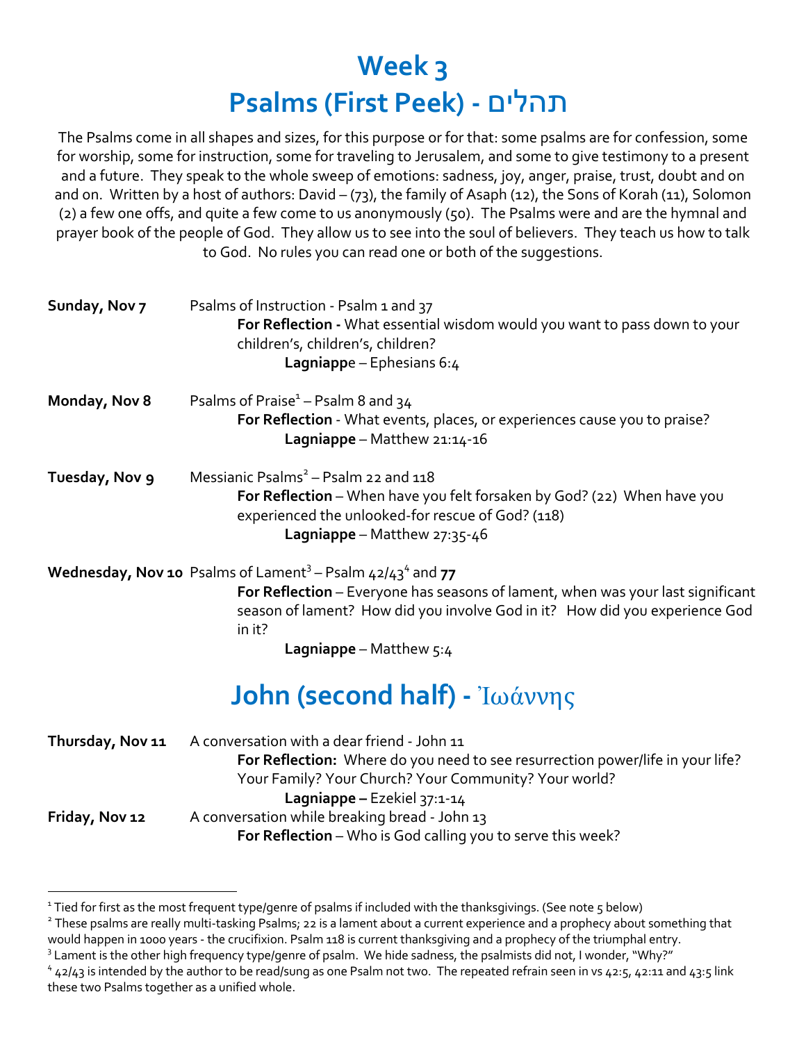# Week 3
# Psalms (First Peek) - תהלים

The Psalms come in all shapes and sizes, for this purpose or for that: some psalms are for confession, some for worship, some for instruction, some for traveling to Jerusalem, and some to give testimony to a present and a future. They speak to the whole sweep of emotions: sadness, joy, anger, praise, trust, doubt and on and on. Written by a host of authors: David – (73), the family of Asaph (12), the Sons of Korah (11), Solomon (2) a few one offs, and quite a few come to us anonymously (50). The Psalms were and are the hymnal and prayer book of the people of God. They allow us to see into the soul of believers. They teach us how to talk to God. No rules you can read one or both of the suggestions.

**Sunday, Nov 7** Psalms of Instruction - Psalm 1 and 37
**For Reflection -** What essential wisdom would you want to pass down to your children's, children's, children?
**Lagniappe** – Ephesians 6:4

**Monday, Nov 8** Psalms of Praise[1] – Psalm 8 and 34
**For Reflection** - What events, places, or experiences cause you to praise?
**Lagniappe** – Matthew 21:14-16

**Tuesday, Nov 9** Messianic Psalms[2] – Psalm 22 and 118
**For Reflection** – When have you felt forsaken by God? (22) When have you experienced the unlooked-for rescue of God? (118)
**Lagniappe** – Matthew 27:35-46

**Wednesday, Nov 10** Psalms of Lament[3] – Psalm 42/43[4] and **77**
**For Reflection** – Everyone has seasons of lament, when was your last significant season of lament? How did you involve God in it? How did you experience God in it?
**Lagniappe** – Matthew 5:4

# John (second half) - Ἰωάννης

**Thursday, Nov 11** A conversation with a dear friend - John 11
**For Reflection:** Where do you need to see resurrection power/life in your life? Your Family? Your Church? Your Community? Your world?
**Lagniappe –** Ezekiel 37:1-14

**Friday, Nov 12** A conversation while breaking bread - John 13
**For Reflection** – Who is God calling you to serve this week?

---

[1] Tied for first as the most frequent type/genre of psalms if included with the thanksgivings. (See note 5 below)

[2] These psalms are really multi-tasking Psalms; 22 is a lament about a current experience and a prophecy about something that would happen in 1000 years - the crucifixion. Psalm 118 is current thanksgiving and a prophecy of the triumphal entry.

[3] Lament is the other high frequency type/genre of psalm. We hide sadness, the psalmists did not, I wonder, "Why?"

[4] 42/43 is intended by the author to be read/sung as one Psalm not two. The repeated refrain seen in vs 42:5, 42:11 and 43:5 link these two Psalms together as a unified whole.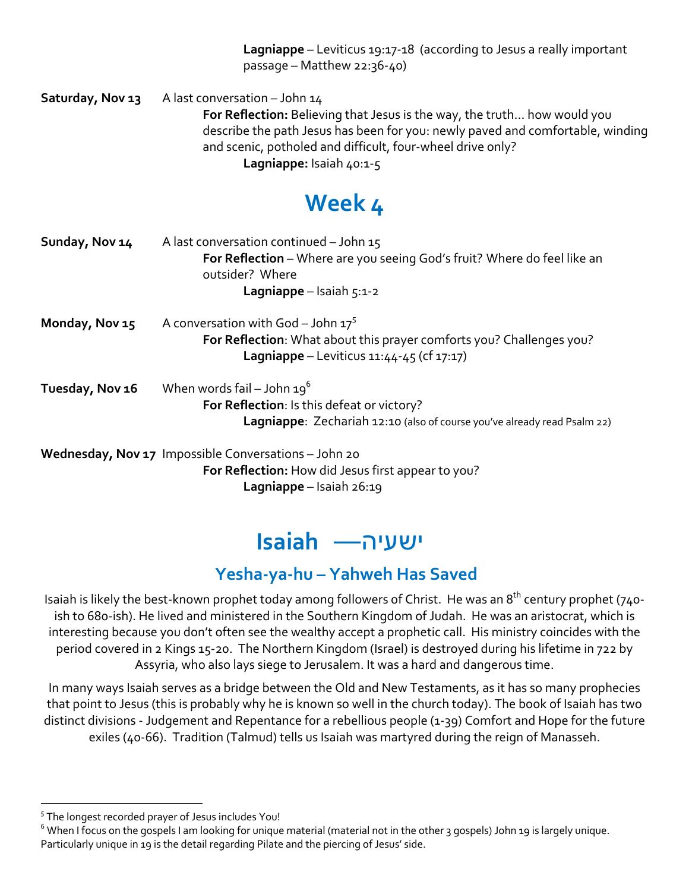**Lagniappe** – Leviticus 19:17-18 (according to Jesus a really important passage – Matthew 22:36-40)

**Saturday, Nov 13** A last conversation – John 14

**For Reflection:** Believing that Jesus is the way, the truth… how would you describe the path Jesus has been for you: newly paved and comfortable, winding and scenic, potholed and difficult, four-wheel drive only?

**Lagniappe:** Isaiah 40:1-5

# Week 4

**Sunday, Nov 14** A last conversation continued – John 15

**For Reflection** – Where are you seeing God's fruit? Where do feel like an outsider? Where

**Lagniappe** – Isaiah 5:1-2

**Monday, Nov 15** A conversation with God – John 17[5]

**For Reflection**: What about this prayer comforts you? Challenges you?

**Lagniappe** – Leviticus 11:44-45 (cf 17:17)

**Tuesday, Nov 16** When words fail – John 19[6]

**For Reflection**: Is this defeat or victory?

**Lagniappe**: Zechariah 12:10 (also of course you've already read Psalm 22)

**Wednesday, Nov 17** Impossible Conversations – John 20

**For Reflection:** How did Jesus first appear to you?

**Lagniappe** – Isaiah 26:19

# Isaiah —ישעיה

## Yesha-ya-hu – Yahweh Has Saved

Isaiah is likely the best-known prophet today among followers of Christ. He was an 8th century prophet (740-ish to 680-ish). He lived and ministered in the Southern Kingdom of Judah. He was an aristocrat, which is interesting because you don't often see the wealthy accept a prophetic call. His ministry coincides with the period covered in 2 Kings 15-20. The Northern Kingdom (Israel) is destroyed during his lifetime in 722 by Assyria, who also lays siege to Jerusalem. It was a hard and dangerous time.

In many ways Isaiah serves as a bridge between the Old and New Testaments, as it has so many prophecies that point to Jesus (this is probably why he is known so well in the church today). The book of Isaiah has two distinct divisions - Judgement and Repentance for a rebellious people (1-39) Comfort and Hope for the future exiles (40-66). Tradition (Talmud) tells us Isaiah was martyred during the reign of Manasseh.

---

[5] The longest recorded prayer of Jesus includes You!

[6] When I focus on the gospels I am looking for unique material (material not in the other 3 gospels) John 19 is largely unique. Particularly unique in 19 is the detail regarding Pilate and the piercing of Jesus' side.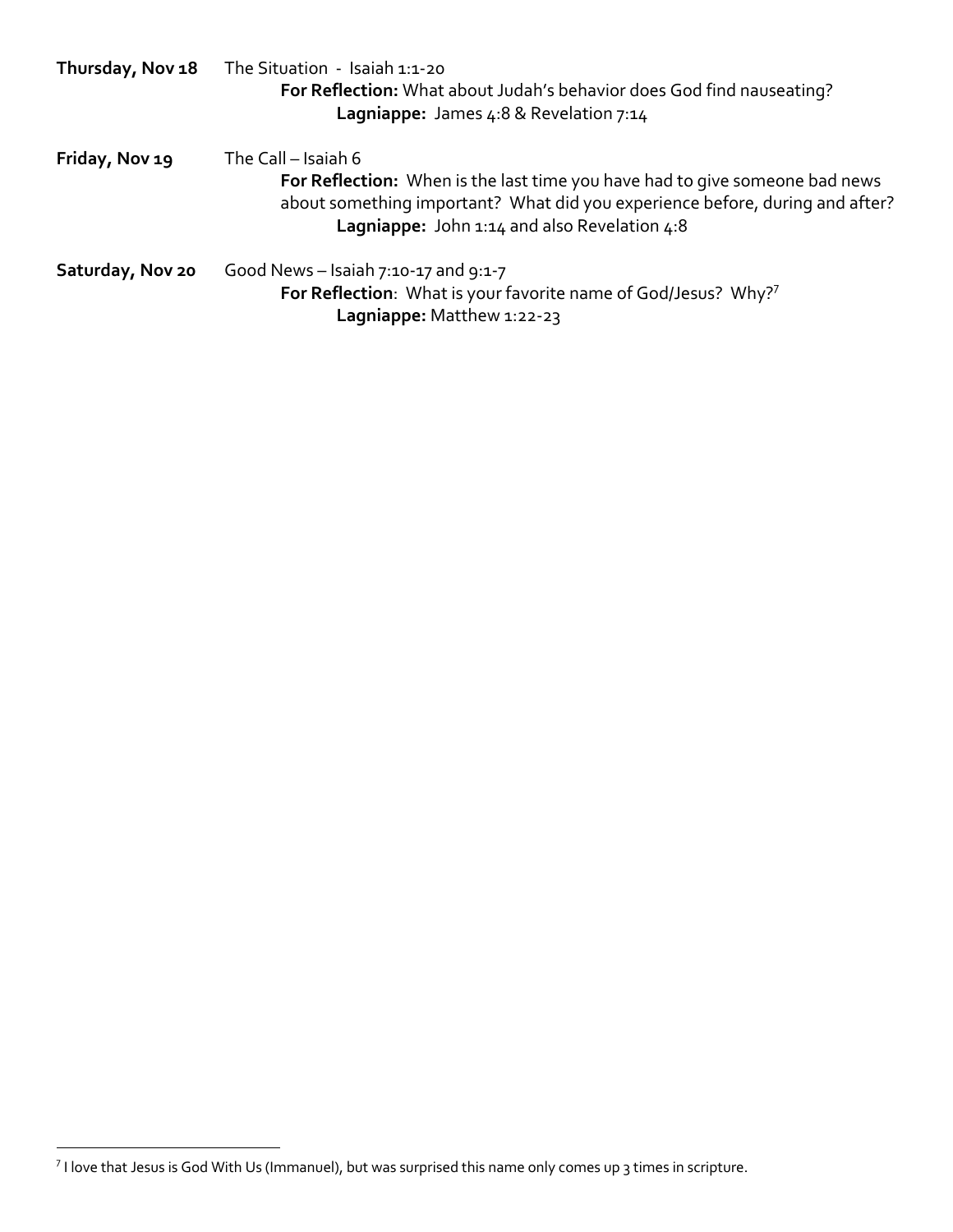**Thursday, Nov 18** The Situation - Isaiah 1:1-20

**For Reflection:** What about Judah's behavior does God find nauseating?

**Lagniappe:** James 4:8 & Revelation 7:14

**Friday, Nov 19** The Call – Isaiah 6

**For Reflection:** When is the last time you have had to give someone bad news about something important? What did you experience before, during and after?

**Lagniappe:** John 1:14 and also Revelation 4:8

**Saturday, Nov 20** Good News – Isaiah 7:10-17 and 9:1-7

**For Reflection**: What is your favorite name of God/Jesus? Why?[7]

**Lagniappe:** Matthew 1:22-23

---

[7] I love that Jesus is God With Us (Immanuel), but was surprised this name only comes up 3 times in scripture.